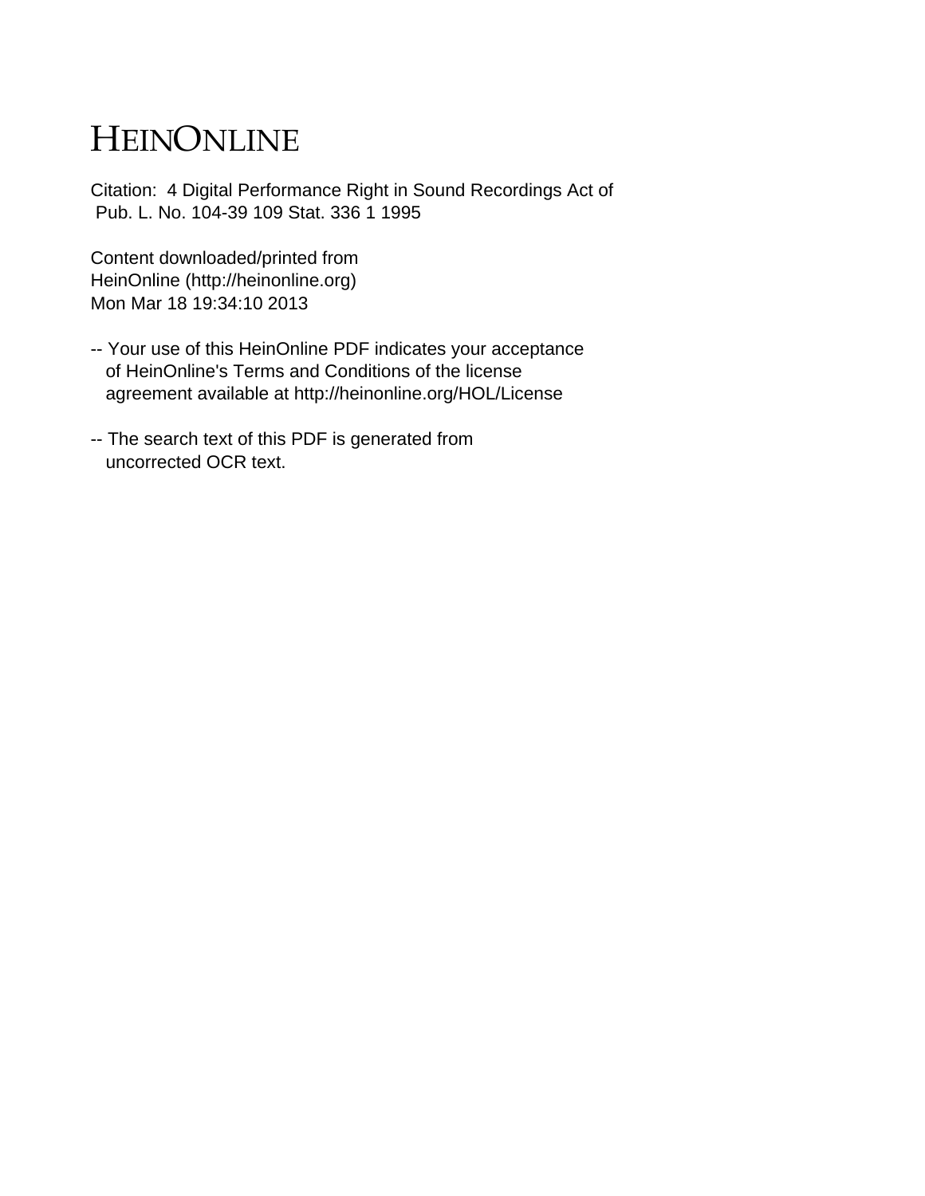# HEINONLINE

Citation: 4 Digital Performance Right in Sound Recordings Act of Pub. L. No. 104-39 109 Stat. 336 1 1995

Content downloaded/printed from
HeinOnline (http://heinonline.org)
Mon Mar 18 19:34:10 2013

-- Your use of this HeinOnline PDF indicates your acceptance of HeinOnline's Terms and Conditions of the license agreement available at http://heinonline.org/HOL/License

-- The search text of this PDF is generated from uncorrected OCR text.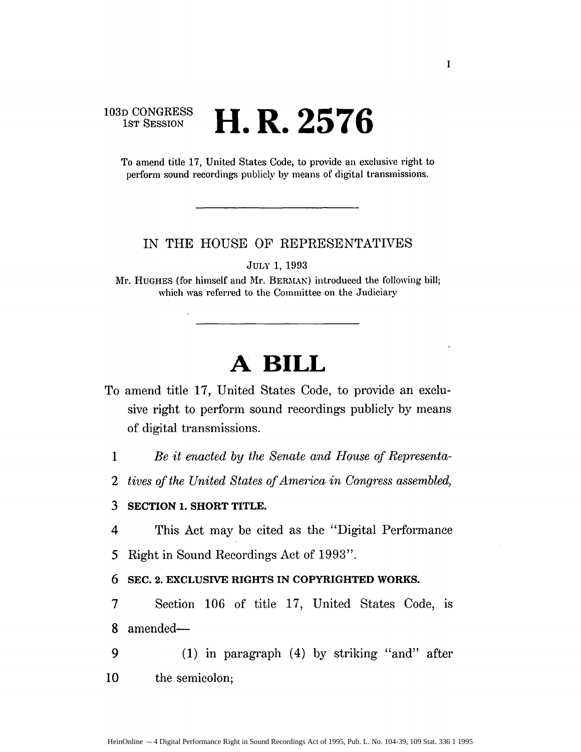103D CONGRESS
1ST SESSION

# H. R. 2576

To amend title 17, United States Code, to provide an exclusive right to perform sound recordings publicly by means of digital transmissions.

---

IN THE HOUSE OF REPRESENTATIVES

JULY 1, 1993

Mr. HUGHES (for himself and Mr. BERMAN) introduced the following bill; which was referred to the Committee on the Judiciary

---

# A BILL

To amend title 17, United States Code, to provide an exclusive right to perform sound recordings publicly by means of digital transmissions.

1 *Be it enacted by the Senate and House of Representa-*
2 *tives of the United States of America in Congress assembled,*

3 **SECTION 1. SHORT TITLE.**

4 This Act may be cited as the "Digital Performance
5 Right in Sound Recordings Act of 1993".

6 **SEC. 2. EXCLUSIVE RIGHTS IN COPYRIGHTED WORKS.**

7 Section 106 of title 17, United States Code, is
8 amended—

9 (1) in paragraph (4) by striking "and" after
10 the semicolon;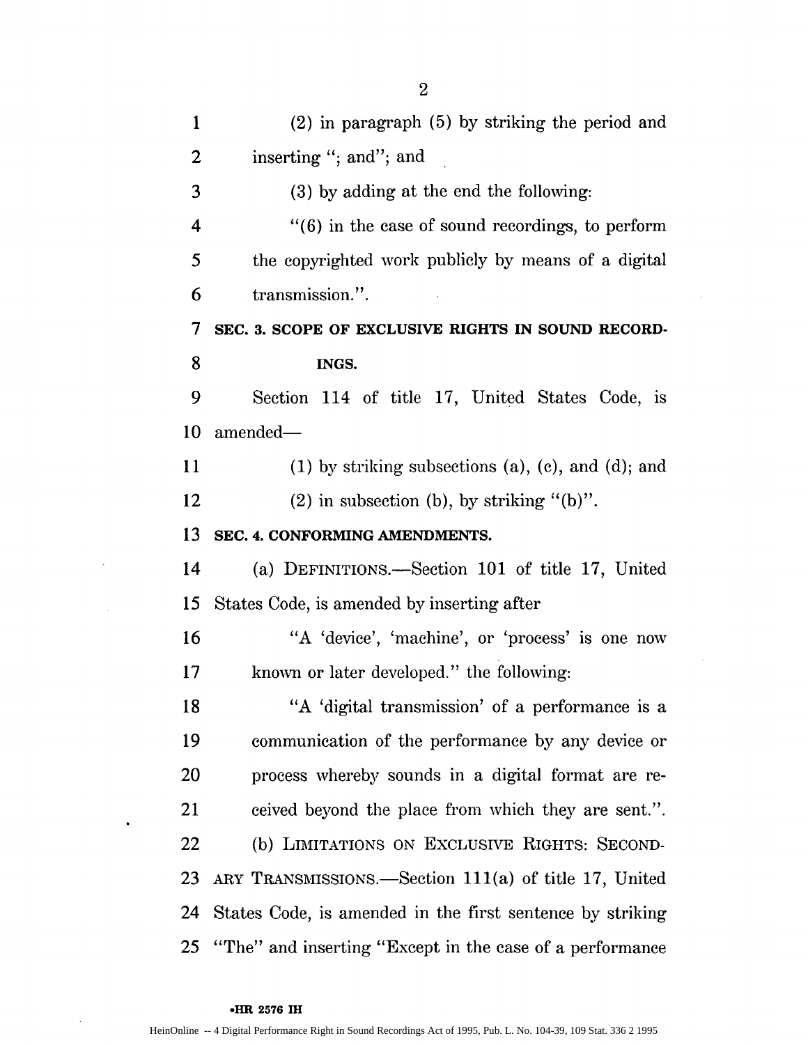(2) in paragraph (5) by striking the period and inserting "; and"; and

(3) by adding at the end the following:

"(6) in the case of sound recordings, to perform the copyrighted work publicly by means of a digital transmission.".

**SEC. 3. SCOPE OF EXCLUSIVE RIGHTS IN SOUND RECORDINGS.**

Section 114 of title 17, United States Code, is amended—

(1) by striking subsections (a), (c), and (d); and

(2) in subsection (b), by striking "(b)".

**SEC. 4. CONFORMING AMENDMENTS.**

(a) DEFINITIONS.—Section 101 of title 17, United States Code, is amended by inserting after

"A 'device', 'machine', or 'process' is one now known or later developed." the following:

"A 'digital transmission' of a performance is a communication of the performance by any device or process whereby sounds in a digital format are received beyond the place from which they are sent.".

(b) LIMITATIONS ON EXCLUSIVE RIGHTS: SECONDARY TRANSMISSIONS.—Section 111(a) of title 17, United States Code, is amended in the first sentence by striking "The" and inserting "Except in the case of a performance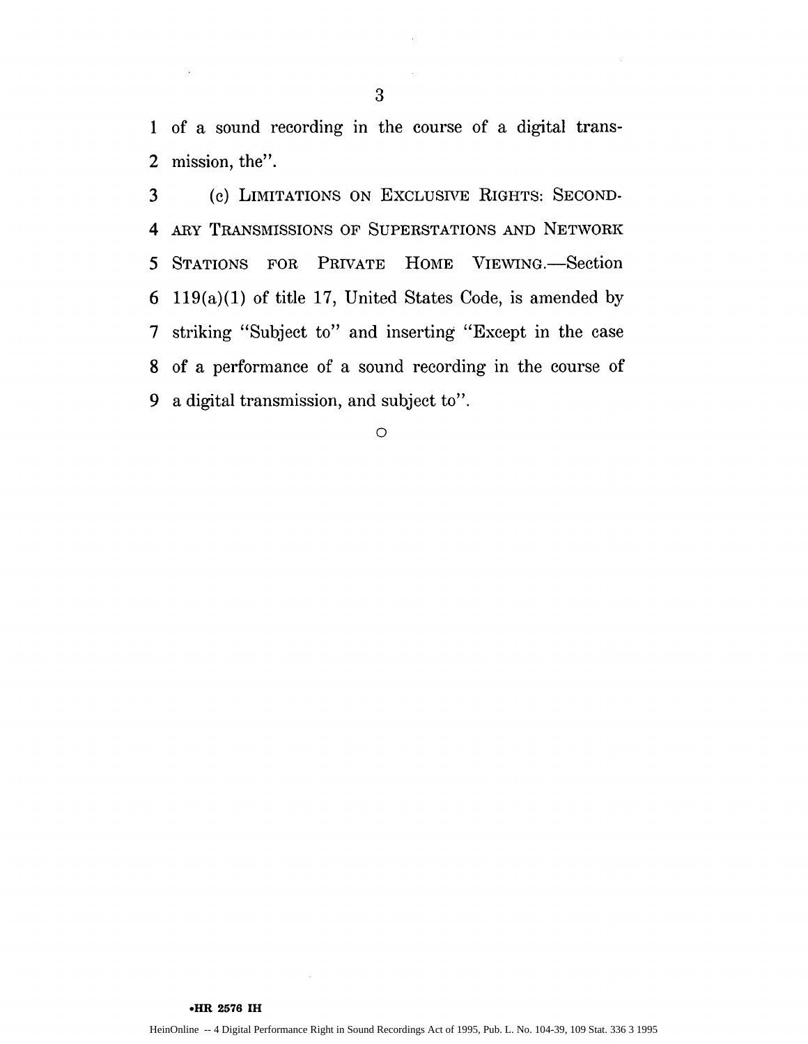of a sound recording in the course of a digital transmission, the".

(c) LIMITATIONS ON EXCLUSIVE RIGHTS: SECONDARY TRANSMISSIONS OF SUPERSTATIONS AND NETWORK STATIONS FOR PRIVATE HOME VIEWING.—Section 119(a)(1) of title 17, United States Code, is amended by striking "Subject to" and inserting "Except in the case of a performance of a sound recording in the course of a digital transmission, and subject to".

○